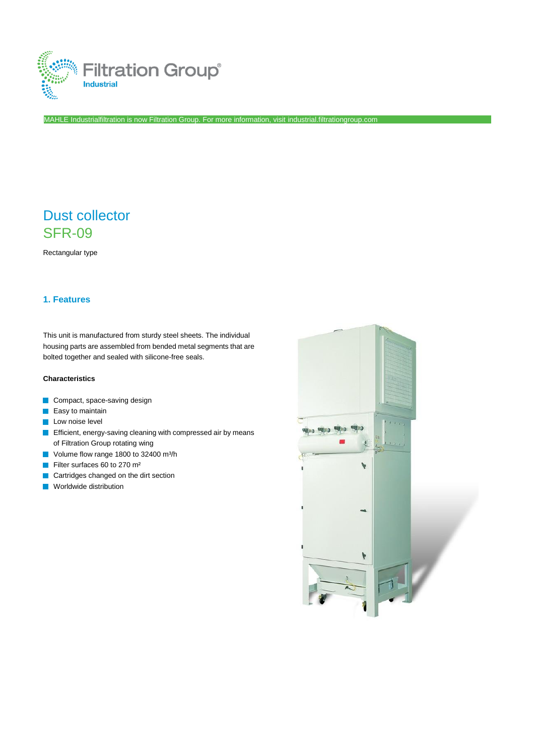Filtration Group®
Industrial

MAHLE Industrialfiltration is now Filtration Group. For more information, visit industrial.filtrationgroup.com

# Dust collector
# SFR-09

Rectangular type

## 1. Features

This unit is manufactured from sturdy steel sheets. The individual housing parts are assembled from bended metal segments that are bolted together and sealed with silicone-free seals.

**Characteristics**

- Compact, space-saving design
- Easy to maintain
- Low noise level
- Efficient, energy-saving cleaning with compressed air by means of Filtration Group rotating wing
- Volume flow range 1800 to 32400 m³/h
- Filter surfaces 60 to 270 m²
- Cartridges changed on the dirt section
- Worldwide distribution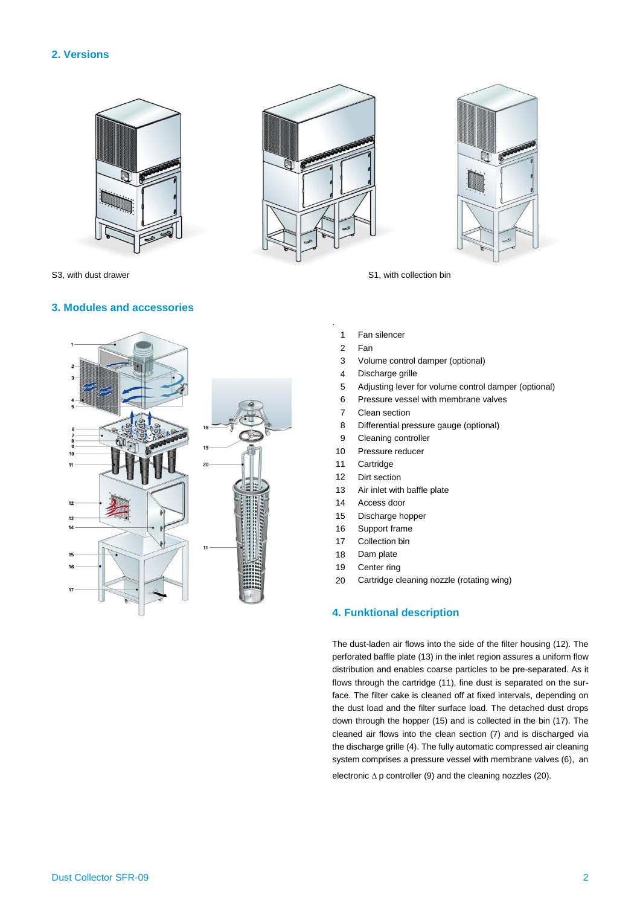## 2. Versions

S3, with dust drawer

S1, with collection bin

## 3. Modules and accessories

1. Fan silencer
2. Fan
3. Volume control damper (optional)
4. Discharge grille
5. Adjusting lever for volume control damper (optional)
6. Pressure vessel with membrane valves
7. Clean section
8. Differential pressure gauge (optional)
9. Cleaning controller
10. Pressure reducer
11. Cartridge
12. Dirt section
13. Air inlet with baffle plate
14. Access door
15. Discharge hopper
16. Support frame
17. Collection bin
18. Dam plate
19. Center ring
20. Cartridge cleaning nozzle (rotating wing)

## 4. Funktional description

The dust-laden air flows into the side of the filter housing (12). The perforated baffle plate (13) in the inlet region assures a uniform flow distribution and enables coarse particles to be pre-separated. As it flows through the cartridge (11), fine dust is separated on the surface. The filter cake is cleaned off at fixed intervals, depending on the dust load and the filter surface load. The detached dust drops down through the hopper (15) and is collected in the bin (17). The cleaned air flows into the clean section (7) and is discharged via the discharge grille (4). The fully automatic compressed air cleaning system comprises a pressure vessel with membrane valves (6), an electronic $\Delta$ p controller (9) and the cleaning nozzles (20).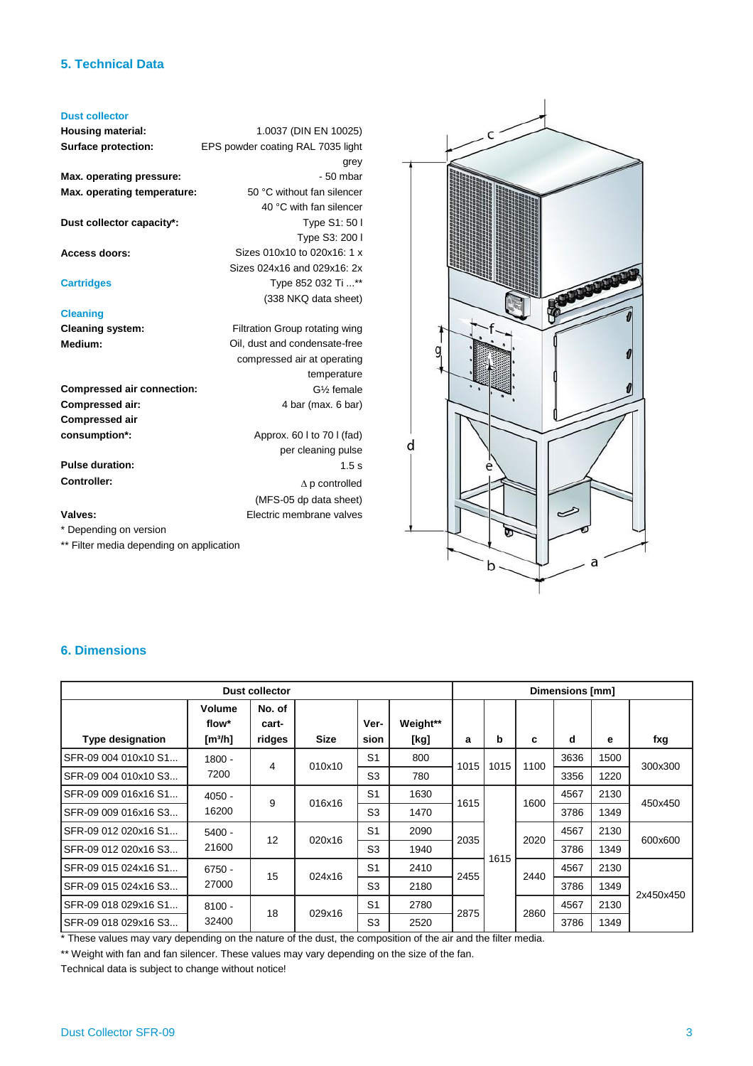## 5. Technical Data

**Dust collector**

| | |
|---|---|
| **Housing material:** | 1.0037 (DIN EN 10025) |
| **Surface protection:** | EPS powder coating RAL 7035 light grey |
| **Max. operating pressure:** | - 50 mbar |
| **Max. operating temperature:** | 50 °C without fan silencer<br>40 °C with fan silencer |
| **Dust collector capacity*:** | Type S1: 50 l<br>Type S3: 200 l |
| **Access doors:** | Sizes 010x10 to 020x16: 1 x<br>Sizes 024x16 and 029x16: 2x |
| **Cartridges** | Type 852 032 Ti ...**<br>(338 NKQ data sheet) |

**Cleaning**

| | |
|---|---|
| **Cleaning system:** | Filtration Group rotating wing |
| **Medium:** | Oil, dust and condensate-free compressed air at operating temperature |
| **Compressed air connection:** | G½ female |
| **Compressed air:** | 4 bar (max. 6 bar) |
| **Compressed air consumption*:** | Approx. 60 l to 70 l (fad) per cleaning pulse |
| **Pulse duration:** | 1.5 s |
| **Controller:** | $\Delta$ p controlled<br>(MFS-05 dp data sheet) |
| **Valves:** | Electric membrane valves |

\* Depending on version

** Filter media depending on application

## 6. Dimensions

| Dust collector | | | | | | Dimensions [mm] | | | | | |
|---|---|---|---|---|---|---|---|---|---|---|---|
| Type designation | Volume flow* [m³/h] | No. of cart-ridges | Size | Ver-sion | Weight** [kg] | a | b | c | d | e | fxg |
| SFR-09 004 010x10 S1... | 1800 - 7200 | 4 | 010x10 | S1 | 800 | 1015 | 1015 | 1100 | 3636 | 1500 | 300x300 |
| SFR-09 004 010x10 S3... | | | | S3 | 780 | | | | 3356 | 1220 | |
| SFR-09 009 016x16 S1... | 4050 - 16200 | 9 | 016x16 | S1 | 1630 | 1615 | 1615 | 1600 | 4567 | 2130 | 450x450 |
| SFR-09 009 016x16 S3... | | | | S3 | 1470 | | | | 3786 | 1349 | |
| SFR-09 012 020x16 S1... | 5400 - 21600 | 12 | 020x16 | S1 | 2090 | 2035 | | 2020 | 4567 | 2130 | 600x600 |
| SFR-09 012 020x16 S3... | | | | S3 | 1940 | | | | 3786 | 1349 | |
| SFR-09 015 024x16 S1... | 6750 - 27000 | 15 | 024x16 | S1 | 2410 | 2455 | | 2440 | 4567 | 2130 | 2x450x450 |
| SFR-09 015 024x16 S3... | | | | S3 | 2180 | | | | 3786 | 1349 | |
| SFR-09 018 029x16 S1... | 8100 - 32400 | 18 | 029x16 | S1 | 2780 | 2875 | | 2860 | 4567 | 2130 | |
| SFR-09 018 029x16 S3... | | | | S3 | 2520 | | | | 3786 | 1349 | |

\* These values may vary depending on the nature of the dust, the composition of the air and the filter media.

** Weight with fan and fan silencer. These values may vary depending on the size of the fan.

Technical data is subject to change without notice!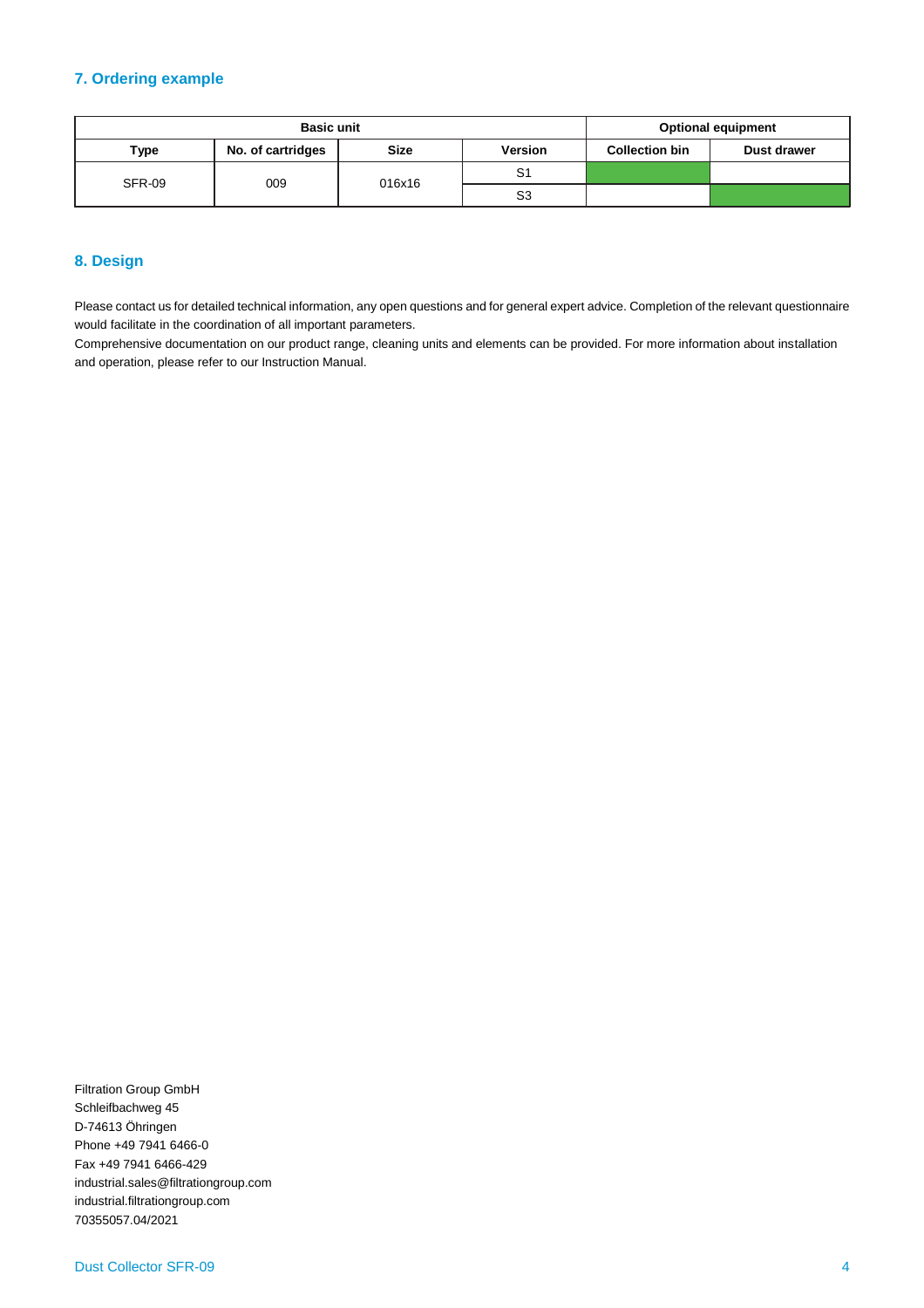## 7. Ordering example

| Basic unit | | | | Optional equipment | |
|---|---|---|---|---|---|
| Type | No. of cartridges | Size | Version | Collection bin | Dust drawer |
| SFR-09 | 009 | 016x16 | S1 | | |
| | | | S3 | | |

## 8. Design

Please contact us for detailed technical information, any open questions and for general expert advice. Completion of the relevant questionnaire would facilitate in the coordination of all important parameters.

Comprehensive documentation on our product range, cleaning units and elements can be provided. For more information about installation and operation, please refer to our Instruction Manual.

Filtration Group GmbH
Schleifbachweg 45
D-74613 Öhringen
Phone +49 7941 6466-0
Fax +49 7941 6466-429
industrial.sales@filtrationgroup.com
industrial.filtrationgroup.com
70355057.04/2021